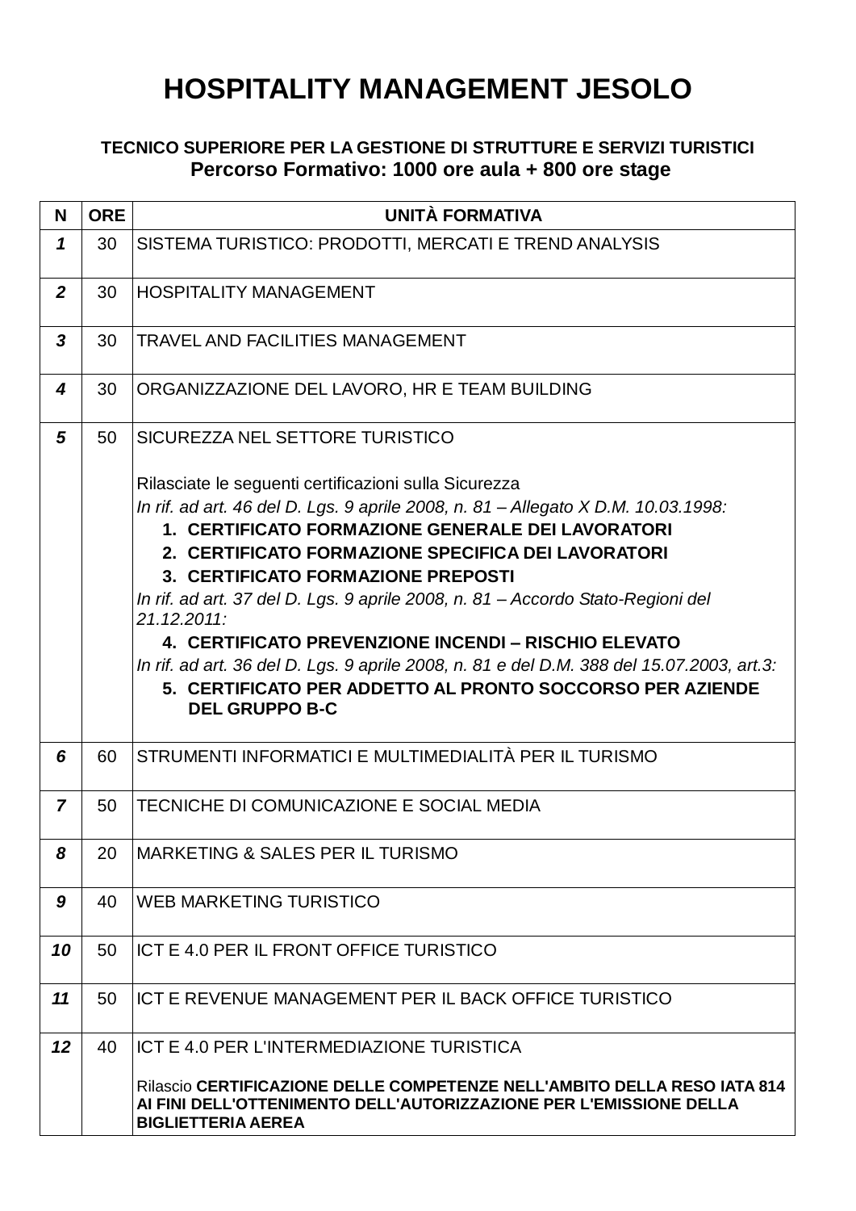# HOSPITALITY MANAGEMENT JESOLO

**TECNICO SUPERIORE PER LA GESTIONE DI STRUTTURE E SERVIZI TURISTICI**
**Percorso Formativo: 1000 ore aula + 800 ore stage**

| N | ORE | UNITÀ FORMATIVA |
|---|---|---|
| ***1*** | 30 | SISTEMA TURISTICO: PRODOTTI, MERCATI E TREND ANALYSIS |
| ***2*** | 30 | HOSPITALITY MANAGEMENT |
| ***3*** | 30 | TRAVEL AND FACILITIES MANAGEMENT |
| ***4*** | 30 | ORGANIZZAZIONE DEL LAVORO, HR E TEAM BUILDING |
| ***5*** | 50 | SICUREZZA NEL SETTORE TURISTICO<br><br>Rilasciate le seguenti certificazioni sulla Sicurezza<br>*In rif. ad art. 46 del D. Lgs. 9 aprile 2008, n. 81 – Allegato X D.M. 10.03.1998:*<br>**1. CERTIFICATO FORMAZIONE GENERALE DEI LAVORATORI**<br>**2. CERTIFICATO FORMAZIONE SPECIFICA DEI LAVORATORI**<br>**3. CERTIFICATO FORMAZIONE PREPOSTI**<br>*In rif. ad art. 37 del D. Lgs. 9 aprile 2008, n. 81 – Accordo Stato-Regioni del 21.12.2011:*<br>**4. CERTIFICATO PREVENZIONE INCENDI – RISCHIO ELEVATO**<br>*In rif. ad art. 36 del D. Lgs. 9 aprile 2008, n. 81 e del D.M. 388 del 15.07.2003, art.3:*<br>**5. CERTIFICATO PER ADDETTO AL PRONTO SOCCORSO PER AZIENDE DEL GRUPPO B-C** |
| ***6*** | 60 | STRUMENTI INFORMATICI E MULTIMEDIALITÀ PER IL TURISMO |
| ***7*** | 50 | TECNICHE DI COMUNICAZIONE E SOCIAL MEDIA |
| ***8*** | 20 | MARKETING & SALES PER IL TURISMO |
| ***9*** | 40 | WEB MARKETING TURISTICO |
| ***10*** | 50 | ICT E 4.0 PER IL FRONT OFFICE TURISTICO |
| ***11*** | 50 | ICT E REVENUE MANAGEMENT PER IL BACK OFFICE TURISTICO |
| ***12*** | 40 | ICT E 4.0 PER L'INTERMEDIAZIONE TURISTICA<br><br>Rilascio **CERTIFICAZIONE DELLE COMPETENZE NELL'AMBITO DELLA RESO IATA 814 AI FINI DELL'OTTENIMENTO DELL'AUTORIZZAZIONE PER L'EMISSIONE DELLA BIGLIETTERIA AEREA** |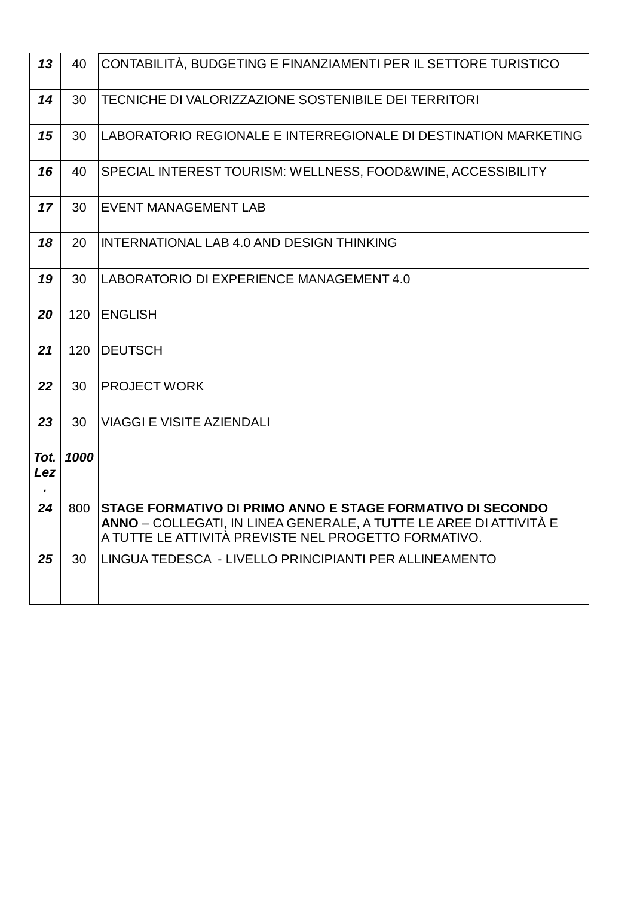| | | |
|---|---|---|
| ***13*** | 40 | CONTABILITÀ, BUDGETING E FINANZIAMENTI PER IL SETTORE TURISTICO |
| ***14*** | 30 | TECNICHE DI VALORIZZAZIONE SOSTENIBILE DEI TERRITORI |
| ***15*** | 30 | LABORATORIO REGIONALE E INTERREGIONALE DI DESTINATION MARKETING |
| ***16*** | 40 | SPECIAL INTEREST TOURISM: WELLNESS, FOOD&WINE, ACCESSIBILITY |
| ***17*** | 30 | EVENT MANAGEMENT LAB |
| ***18*** | 20 | INTERNATIONAL LAB 4.0 AND DESIGN THINKING |
| ***19*** | 30 | LABORATORIO DI EXPERIENCE MANAGEMENT 4.0 |
| ***20*** | 120 | ENGLISH |
| ***21*** | 120 | DEUTSCH |
| ***22*** | 30 | PROJECT WORK |
| ***23*** | 30 | VIAGGI E VISITE AZIENDALI |
| ***Tot. Lez.*** | ***1000*** | |
| ***24*** | 800 | **STAGE FORMATIVO DI PRIMO ANNO E STAGE FORMATIVO DI SECONDO ANNO** – COLLEGATI, IN LINEA GENERALE, A TUTTE LE AREE DI ATTIVITÀ E A TUTTE LE ATTIVITÀ PREVISTE NEL PROGETTO FORMATIVO. |
| ***25*** | 30 | LINGUA TEDESCA - LIVELLO PRINCIPIANTI PER ALLINEAMENTO |